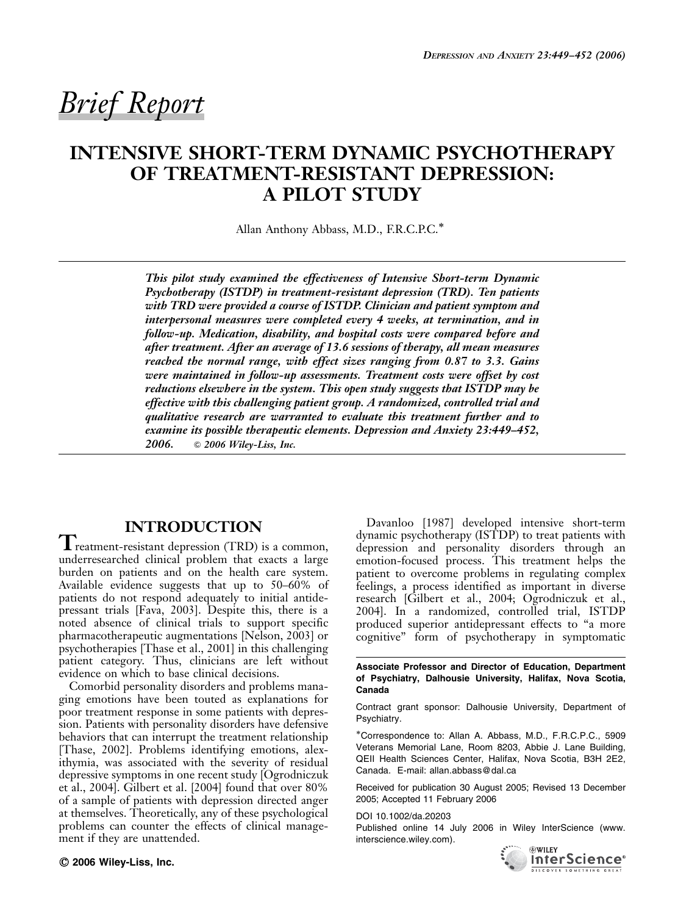*Brief Report*

# INTENSIVE SHORT-TERM DYNAMIC PSYCHOTHERAPY OF TREATMENT-RESISTANT DEPRESSION: A PILOT STUDY

Allan Anthony Abbass, M.D., F.R.C.P.C.*

***This pilot study examined the effectiveness of Intensive Short-term Dynamic Psychotherapy (ISTDP) in treatment-resistant depression (TRD). Ten patients with TRD were provided a course of ISTDP. Clinician and patient symptom and interpersonal measures were completed every 4 weeks, at termination, and in follow-up. Medication, disability, and hospital costs were compared before and after treatment. After an average of 13.6 sessions of therapy, all mean measures reached the normal range, with effect sizes ranging from 0.87 to 3.3. Gains were maintained in follow-up assessments. Treatment costs were offset by cost reductions elsewhere in the system. This open study suggests that ISTDP may be effective with this challenging patient group. A randomized, controlled trial and qualitative research are warranted to evaluate this treatment further and to examine its possible therapeutic elements. Depression and Anxiety 23:449–452, 2006.*** © 2006 Wiley-Liss, Inc.

## INTRODUCTION

Treatment-resistant depression (TRD) is a common, underresearched clinical problem that exacts a large burden on patients and on the health care system. Available evidence suggests that up to 50–60% of patients do not respond adequately to initial antidepressant trials [Fava, 2003]. Despite this, there is a noted absence of clinical trials to support specific pharmacotherapeutic augmentations [Nelson, 2003] or psychotherapies [Thase et al., 2001] in this challenging patient category. Thus, clinicians are left without evidence on which to base clinical decisions.

Comorbid personality disorders and problems managing emotions have been touted as explanations for poor treatment response in some patients with depression. Patients with personality disorders have defensive behaviors that can interrupt the treatment relationship [Thase, 2002]. Problems identifying emotions, alexithymia, was associated with the severity of residual depressive symptoms in one recent study [Ogrodniczuk et al., 2004]. Gilbert et al. [2004] found that over 80% of a sample of patients with depression directed anger at themselves. Theoretically, any of these psychological problems can counter the effects of clinical management if they are unattended.

Davanloo [1987] developed intensive short-term dynamic psychotherapy (ISTDP) to treat patients with depression and personality disorders through an emotion-focused process. This treatment helps the patient to overcome problems in regulating complex feelings, a process identified as important in diverse research [Gilbert et al., 2004; Ogrodniczuk et al., 2004]. In a randomized, controlled trial, ISTDP produced superior antidepressant effects to "a more cognitive" form of psychotherapy in symptomatic

**Associate Professor and Director of Education, Department of Psychiatry, Dalhousie University, Halifax, Nova Scotia, Canada**

Contract grant sponsor: Dalhousie University, Department of Psychiatry.

*Correspondence to: Allan A. Abbass, M.D., F.R.C.P.C., 5909 Veterans Memorial Lane, Room 8203, Abbie J. Lane Building, QEII Health Sciences Center, Halifax, Nova Scotia, B3H 2E2, Canada. E-mail: allan.abbass@dal.ca

Received for publication 30 August 2005; Revised 13 December 2005; Accepted 11 February 2006

DOI 10.1002/da.20203

Published online 14 July 2006 in Wiley InterScience (www.interscience.wiley.com).

© 2006 Wiley-Liss, Inc.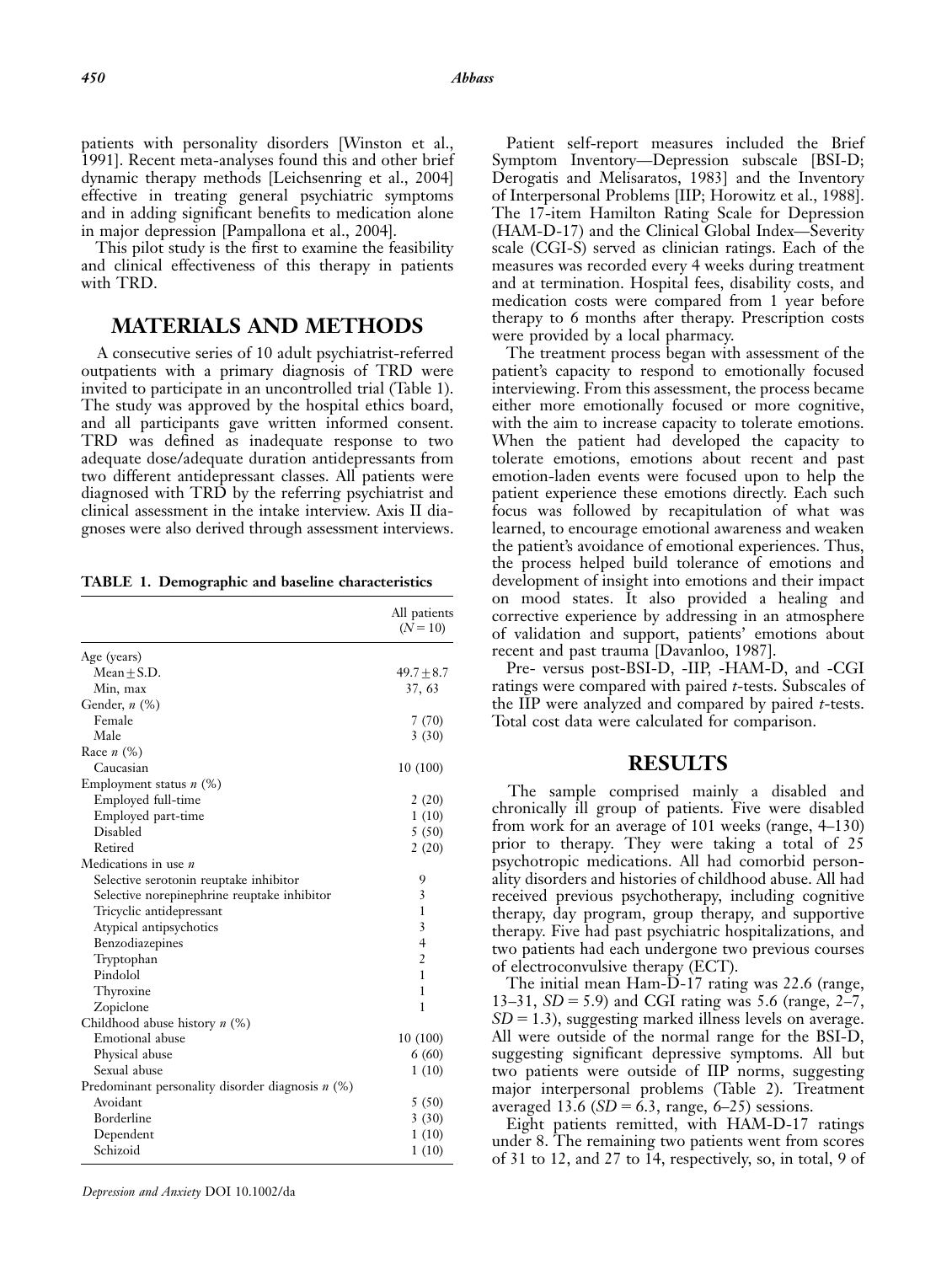patients with personality disorders [Winston et al., 1991]. Recent meta-analyses found this and other brief dynamic therapy methods [Leichsenring et al., 2004] effective in treating general psychiatric symptoms and in adding significant benefits to medication alone in major depression [Pampallona et al., 2004].

This pilot study is the first to examine the feasibility and clinical effectiveness of this therapy in patients with TRD.

## MATERIALS AND METHODS

A consecutive series of 10 adult psychiatrist-referred outpatients with a primary diagnosis of TRD were invited to participate in an uncontrolled trial (Table 1). The study was approved by the hospital ethics board, and all participants gave written informed consent. TRD was defined as inadequate response to two adequate dose/adequate duration antidepressants from two different antidepressant classes. All patients were diagnosed with TRD by the referring psychiatrist and clinical assessment in the intake interview. Axis II diagnoses were also derived through assessment interviews.

**TABLE 1. Demographic and baseline characteristics**

| | All patients ($N = 10$) |
|---|---|
| Age (years) | |
| Mean ± S.D. | 49.7 ± 8.7 |
| Min, max | 37, 63 |
| Gender, *n* (%) | |
| Female | 7 (70) |
| Male | 3 (30) |
| Race *n* (%) | |
| Caucasian | 10 (100) |
| Employment status *n* (%) | |
| Employed full-time | 2 (20) |
| Employed part-time | 1 (10) |
| Disabled | 5 (50) |
| Retired | 2 (20) |
| Medications in use *n* | |
| Selective serotonin reuptake inhibitor | 9 |
| Selective norepinephrine reuptake inhibitor | 3 |
| Tricyclic antidepressant | 1 |
| Atypical antipsychotics | 3 |
| Benzodiazepines | 4 |
| Tryptophan | 2 |
| Pindolol | 1 |
| Thyroxine | 1 |
| Zopiclone | 1 |
| Childhood abuse history *n* (%) | |
| Emotional abuse | 10 (100) |
| Physical abuse | 6 (60) |
| Sexual abuse | 1 (10) |
| Predominant personality disorder diagnosis *n* (%) | |
| Avoidant | 5 (50) |
| Borderline | 3 (30) |
| Dependent | 1 (10) |
| Schizoid | 1 (10) |

Patient self-report measures included the Brief Symptom Inventory—Depression subscale [BSI-D; Derogatis and Melisaratos, 1983] and the Inventory of Interpersonal Problems [IIP; Horowitz et al., 1988]. The 17-item Hamilton Rating Scale for Depression (HAM-D-17) and the Clinical Global Index—Severity scale (CGI-S) served as clinician ratings. Each of the measures was recorded every 4 weeks during treatment and at termination. Hospital fees, disability costs, and medication costs were compared from 1 year before therapy to 6 months after therapy. Prescription costs were provided by a local pharmacy.

The treatment process began with assessment of the patient's capacity to respond to emotionally focused interviewing. From this assessment, the process became either more emotionally focused or more cognitive, with the aim to increase capacity to tolerate emotions. When the patient had developed the capacity to tolerate emotions, emotions about recent and past emotion-laden events were focused upon to help the patient experience these emotions directly. Each such focus was followed by recapitulation of what was learned, to encourage emotional awareness and weaken the patient's avoidance of emotional experiences. Thus, the process helped build tolerance of emotions and development of insight into emotions and their impact on mood states. It also provided a healing and corrective experience by addressing in an atmosphere of validation and support, patients' emotions about recent and past trauma [Davanloo, 1987].

Pre- versus post-BSI-D, -IIP, -HAM-D, and -CGI ratings were compared with paired *t*-tests. Subscales of the IIP were analyzed and compared by paired *t*-tests. Total cost data were calculated for comparison.

## RESULTS

The sample comprised mainly a disabled and chronically ill group of patients. Five were disabled from work for an average of 101 weeks (range, 4–130) prior to therapy. They were taking a total of 25 psychotropic medications. All had comorbid personality disorders and histories of childhood abuse. All had received previous psychotherapy, including cognitive therapy, day program, group therapy, and supportive therapy. Five had past psychiatric hospitalizations, and two patients had each undergone two previous courses of electroconvulsive therapy (ECT).

The initial mean Ham-D-17 rating was 22.6 (range, 13–31, $SD = 5.9$) and CGI rating was 5.6 (range, 2–7, $SD = 1.3$), suggesting marked illness levels on average. All were outside of the normal range for the BSI-D, suggesting significant depressive symptoms. All but two patients were outside of IIP norms, suggesting major interpersonal problems (Table 2). Treatment averaged 13.6 ($SD = 6.3$, range, 6–25) sessions.

Eight patients remitted, with HAM-D-17 ratings under 8. The remaining two patients went from scores of 31 to 12, and 27 to 14, respectively, so, in total, 9 of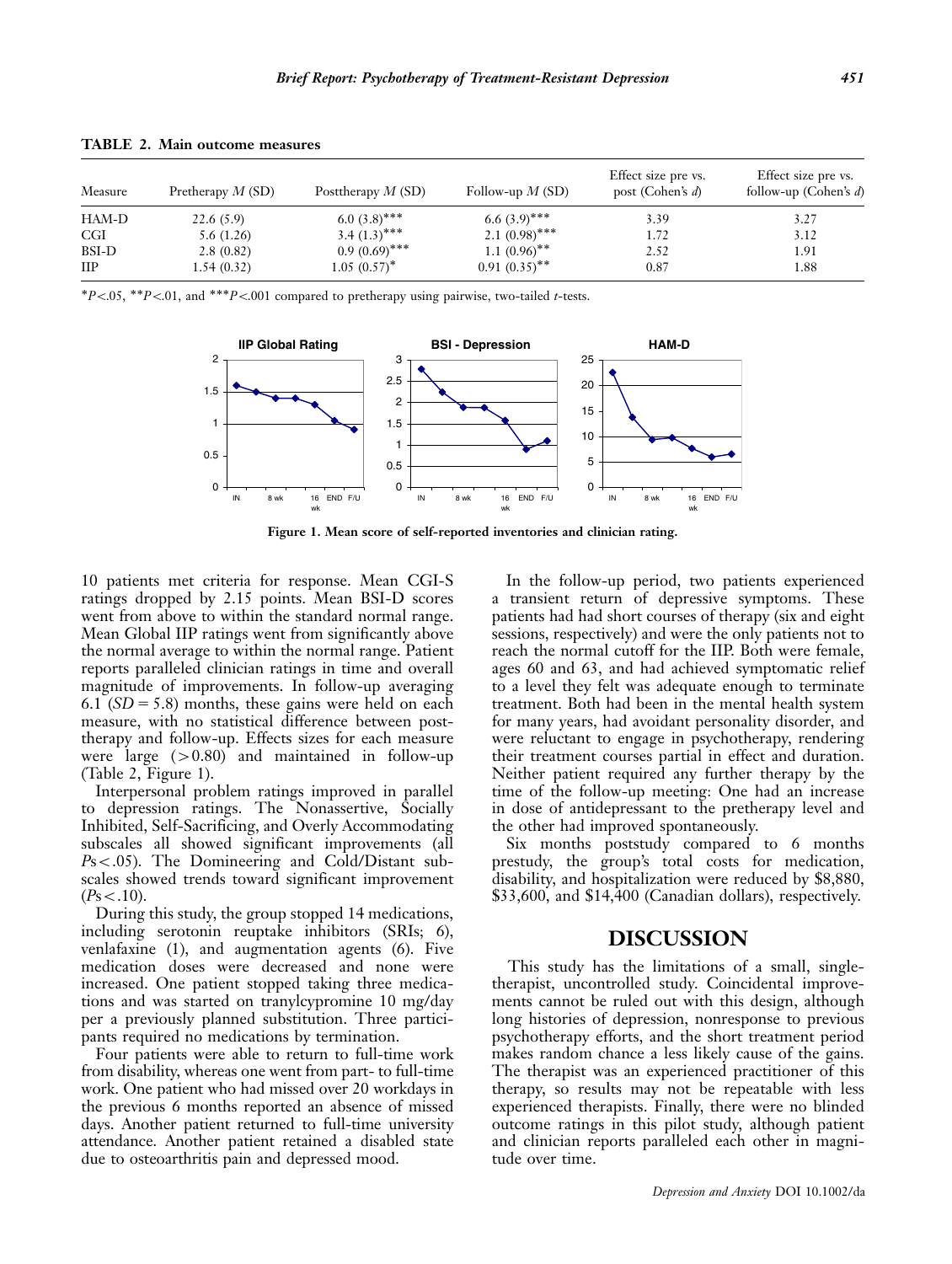**TABLE 2. Main outcome measures**

| Measure | Pretherapy *M* (SD) | Posttherapy *M* (SD) | Follow-up *M* (SD) | Effect size pre vs. post (Cohen's *d*) | Effect size pre vs. follow-up (Cohen's *d*) |
|---|---|---|---|---|---|
| HAM-D | 22.6 (5.9) | 6.0 (3.8)*** | 6.6 (3.9)*** | 3.39 | 3.27 |
| CGI | 5.6 (1.26) | 3.4 (1.3)*** | 2.1 (0.98)*** | 1.72 | 3.12 |
| BSI-D | 2.8 (0.82) | 0.9 (0.69)*** | 1.1 (0.96)** | 2.52 | 1.91 |
| IIP | 1.54 (0.32) | 1.05 (0.57)* | 0.91 (0.35)** | 0.87 | 1.88 |

*$P<.05$, **$P<.01$, and ***$P<.001$ compared to pretherapy using pairwise, two-tailed *t*-tests.

**Figure 1. Mean score of self-reported inventories and clinician rating.**

10 patients met criteria for response. Mean CGI-S ratings dropped by 2.15 points. Mean BSI-D scores went from above to within the standard normal range. Mean Global IIP ratings went from significantly above the normal average to within the normal range. Patient reports paralleled clinician ratings in time and overall magnitude of improvements. In follow-up averaging 6.1 ($SD = 5.8$) months, these gains were held on each measure, with no statistical difference between posttherapy and follow-up. Effects sizes for each measure were large ($>0.80$) and maintained in follow-up (Table 2, Figure 1).

Interpersonal problem ratings improved in parallel to depression ratings. The Nonassertive, Socially Inhibited, Self-Sacrificing, and Overly Accommodating subscales all showed significant improvements (all $Ps<.05$). The Domineering and Cold/Distant subscales showed trends toward significant improvement ($Ps<.10$).

During this study, the group stopped 14 medications, including serotonin reuptake inhibitors (SRIs; 6), venlafaxine (1), and augmentation agents (6). Five medication doses were decreased and none were increased. One patient stopped taking three medications and was started on tranylcypromine 10 mg/day per a previously planned substitution. Three participants required no medications by termination.

Four patients were able to return to full-time work from disability, whereas one went from part- to full-time work. One patient who had missed over 20 workdays in the previous 6 months reported an absence of missed days. Another patient returned to full-time university attendance. Another patient retained a disabled state due to osteoarthritis pain and depressed mood.

In the follow-up period, two patients experienced a transient return of depressive symptoms. These patients had had short courses of therapy (six and eight sessions, respectively) and were the only patients not to reach the normal cutoff for the IIP. Both were female, ages 60 and 63, and had achieved symptomatic relief to a level they felt was adequate enough to terminate treatment. Both had been in the mental health system for many years, had avoidant personality disorder, and were reluctant to engage in psychotherapy, rendering their treatment courses partial in effect and duration. Neither patient required any further therapy by the time of the follow-up meeting: One had an increase in dose of antidepressant to the pretherapy level and the other had improved spontaneously.

Six months poststudy compared to 6 months prestudy, the group's total costs for medication, disability, and hospitalization were reduced by \$8,880, \$33,600, and \$14,400 (Canadian dollars), respectively.

## DISCUSSION

This study has the limitations of a small, single-therapist, uncontrolled study. Coincidental improvements cannot be ruled out with this design, although long histories of depression, nonresponse to previous psychotherapy efforts, and the short treatment period makes random chance a less likely cause of the gains. The therapist was an experienced practitioner of this therapy, so results may not be repeatable with less experienced therapists. Finally, there were no blinded outcome ratings in this pilot study, although patient and clinician reports paralleled each other in magnitude over time.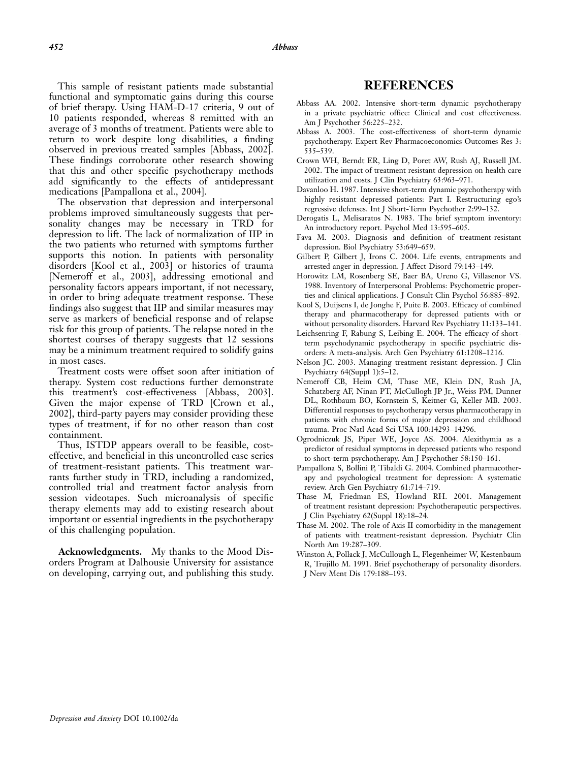This sample of resistant patients made substantial functional and symptomatic gains during this course of brief therapy. Using HAM-D-17 criteria, 9 out of 10 patients responded, whereas 8 remitted with an average of 3 months of treatment. Patients were able to return to work despite long disabilities, a finding observed in previous treated samples [Abbass, 2002]. These findings corroborate other research showing that this and other specific psychotherapy methods add significantly to the effects of antidepressant medications [Pampallona et al., 2004].

The observation that depression and interpersonal problems improved simultaneously suggests that personality changes may be necessary in TRD for depression to lift. The lack of normalization of IIP in the two patients who returned with symptoms further supports this notion. In patients with personality disorders [Kool et al., 2003] or histories of trauma [Nemeroff et al., 2003], addressing emotional and personality factors appears important, if not necessary, in order to bring adequate treatment response. These findings also suggest that IIP and similar measures may serve as markers of beneficial response and of relapse risk for this group of patients. The relapse noted in the shortest courses of therapy suggests that 12 sessions may be a minimum treatment required to solidify gains in most cases.

Treatment costs were offset soon after initiation of therapy. System cost reductions further demonstrate this treatment's cost-effectiveness [Abbass, 2003]. Given the major expense of TRD [Crown et al., 2002], third-party payers may consider providing these types of treatment, if for no other reason than cost containment.

Thus, ISTDP appears overall to be feasible, cost-effective, and beneficial in this uncontrolled case series of treatment-resistant patients. This treatment warrants further study in TRD, including a randomized, controlled trial and treatment factor analysis from session videotapes. Such microanalysis of specific therapy elements may add to existing research about important or essential ingredients in the psychotherapy of this challenging population.

**Acknowledgments.** My thanks to the Mood Disorders Program at Dalhousie University for assistance on developing, carrying out, and publishing this study.

# REFERENCES

Abbass AA. 2002. Intensive short-term dynamic psychotherapy in a private psychiatric office: Clinical and cost effectiveness. Am J Psychother 56:225–232.

Abbass A. 2003. The cost-effectiveness of short-term dynamic psychotherapy. Expert Rev Pharmacoeconomics Outcomes Res 3: 535–539.

Crown WH, Berndt ER, Ling D, Poret AW, Rush AJ, Russell JM. 2002. The impact of treatment resistant depression on health care utilization and costs. J Clin Psychiatry 63:963–971.

Davanloo H. 1987. Intensive short-term dynamic psychotherapy with highly resistant depressed patients: Part I. Restructuring ego's regressive defenses. Int J Short-Term Psychother 2:99–132.

Derogatis L, Melisaratos N. 1983. The brief symptom inventory: An introductory report. Psychol Med 13:595–605.

Fava M. 2003. Diagnosis and definition of treatment-resistant depression. Biol Psychiatry 53:649–659.

Gilbert P, Gilbert J, Irons C. 2004. Life events, entrapments and arrested anger in depression. J Affect Disord 79:143–149.

Horowitz LM, Rosenberg SE, Baer BA, Ureno G, Villasenor VS. 1988. Inventory of Interpersonal Problems: Psychometric properties and clinical applications. J Consult Clin Psychol 56:885–892.

Kool S, Duijsens I, de Jonghe F, Puite B. 2003. Efficacy of combined therapy and pharmacotherapy for depressed patients with or without personality disorders. Harvard Rev Psychiatry 11:133–141.

Leichsenring F, Rabung S, Leibing E. 2004. The efficacy of short-term psychodynamic psychotherapy in specific psychiatric disorders: A meta-analysis. Arch Gen Psychiatry 61:1208–1216.

Nelson JC. 2003. Managing treatment resistant depression. J Clin Psychiatry 64(Suppl 1):5–12.

Nemeroff CB, Heim CM, Thase ME, Klein DN, Rush JA, Schatzberg AF, Ninan PT, McCullogh JP Jr., Weiss PM, Dunner DL, Rothbaum BO, Kornstein S, Keitner G, Keller MB. 2003. Differential responses to psychotherapy versus pharmacotherapy in patients with chronic forms of major depression and childhood trauma. Proc Natl Acad Sci USA 100:14293–14296.

Ogrodniczuk JS, Piper WE, Joyce AS. 2004. Alexithymia as a predictor of residual symptoms in depressed patients who respond to short-term psychotherapy. Am J Psychother 58:150–161.

Pampallona S, Bollini P, Tibaldi G. 2004. Combined pharmacotherapy and psychological treatment for depression: A systematic review. Arch Gen Psychiatry 61:714–719.

Thase M, Friedman ES, Howland RH. 2001. Management of treatment resistant depression: Psychotherapeutic perspectives. J Clin Psychiatry 62(Suppl 18):18–24.

Thase M. 2002. The role of Axis II comorbidity in the management of patients with treatment-resistant depression. Psychiatr Clin North Am 19:287–309.

Winston A, Pollack J, McCullough L, Flegenheimer W, Kestenbaum R, Trujillo M. 1991. Brief psychotherapy of personality disorders. J Nerv Ment Dis 179:188–193.